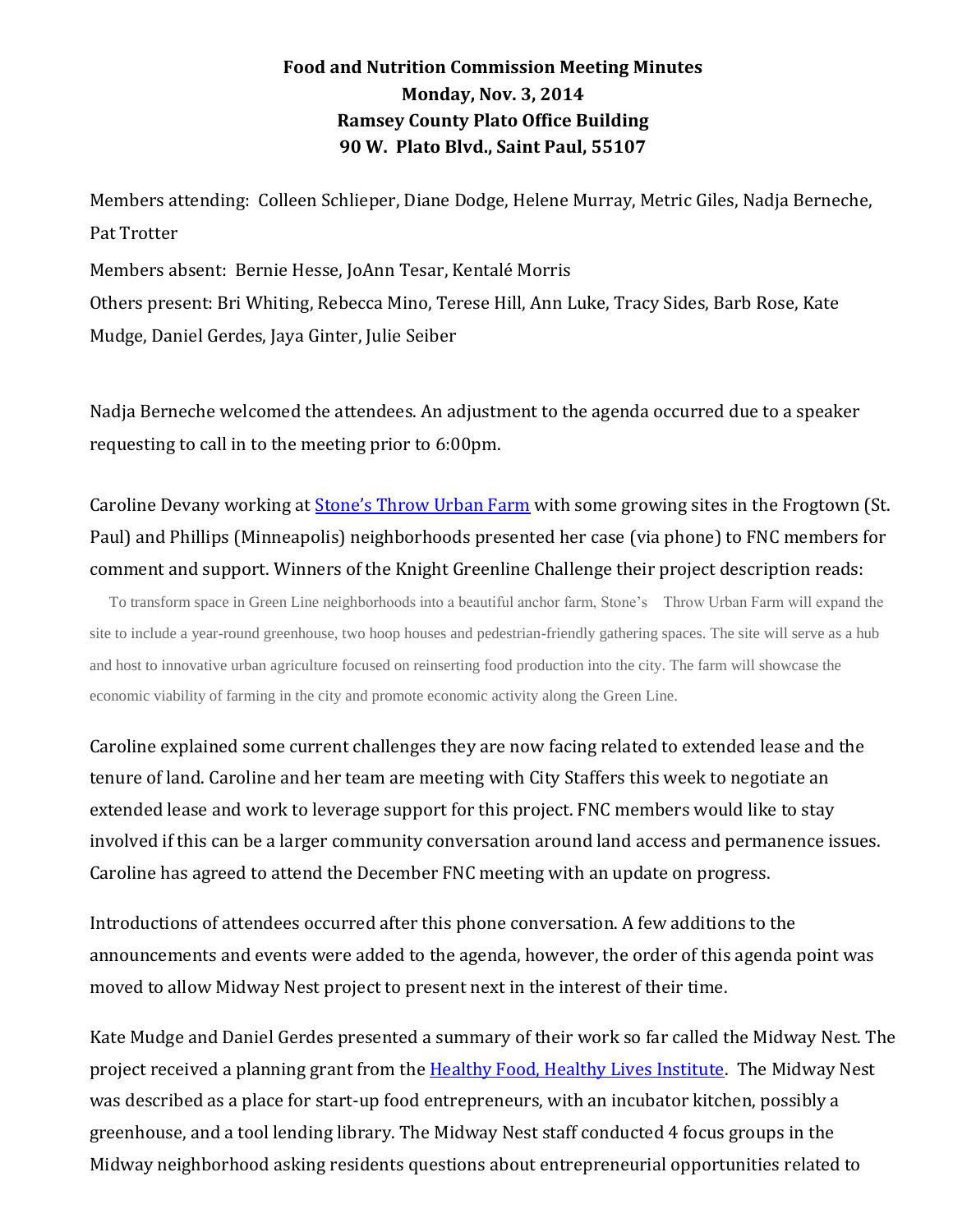# Food and Nutrition Commission Meeting Minutes
## Monday, Nov. 3, 2014
## Ramsey County Plato Office Building
## 90 W. Plato Blvd., Saint Paul, 55107

Members attending: Colleen Schlieper, Diane Dodge, Helene Murray, Metric Giles, Nadja Berneche, Pat Trotter

Members absent: Bernie Hesse, JoAnn Tesar, Kentalé Morris

Others present: Bri Whiting, Rebecca Mino, Terese Hill, Ann Luke, Tracy Sides, Barb Rose, Kate Mudge, Daniel Gerdes, Jaya Ginter, Julie Seiber

Nadja Berneche welcomed the attendees. An adjustment to the agenda occurred due to a speaker requesting to call in to the meeting prior to 6:00pm.

Caroline Devany working at Stone's Throw Urban Farm with some growing sites in the Frogtown (St. Paul) and Phillips (Minneapolis) neighborhoods presented her case (via phone) to FNC members for comment and support. Winners of the Knight Greenline Challenge their project description reads:

> To transform space in Green Line neighborhoods into a beautiful anchor farm, Stone's Throw Urban Farm will expand the site to include a year-round greenhouse, two hoop houses and pedestrian-friendly gathering spaces. The site will serve as a hub and host to innovative urban agriculture focused on reinserting food production into the city. The farm will showcase the economic viability of farming in the city and promote economic activity along the Green Line.

Caroline explained some current challenges they are now facing related to extended lease and the tenure of land. Caroline and her team are meeting with City Staffers this week to negotiate an extended lease and work to leverage support for this project. FNC members would like to stay involved if this can be a larger community conversation around land access and permanence issues. Caroline has agreed to attend the December FNC meeting with an update on progress.

Introductions of attendees occurred after this phone conversation. A few additions to the announcements and events were added to the agenda, however, the order of this agenda point was moved to allow Midway Nest project to present next in the interest of their time.

Kate Mudge and Daniel Gerdes presented a summary of their work so far called the Midway Nest. The project received a planning grant from the Healthy Food, Healthy Lives Institute. The Midway Nest was described as a place for start-up food entrepreneurs, with an incubator kitchen, possibly a greenhouse, and a tool lending library. The Midway Nest staff conducted 4 focus groups in the Midway neighborhood asking residents questions about entrepreneurial opportunities related to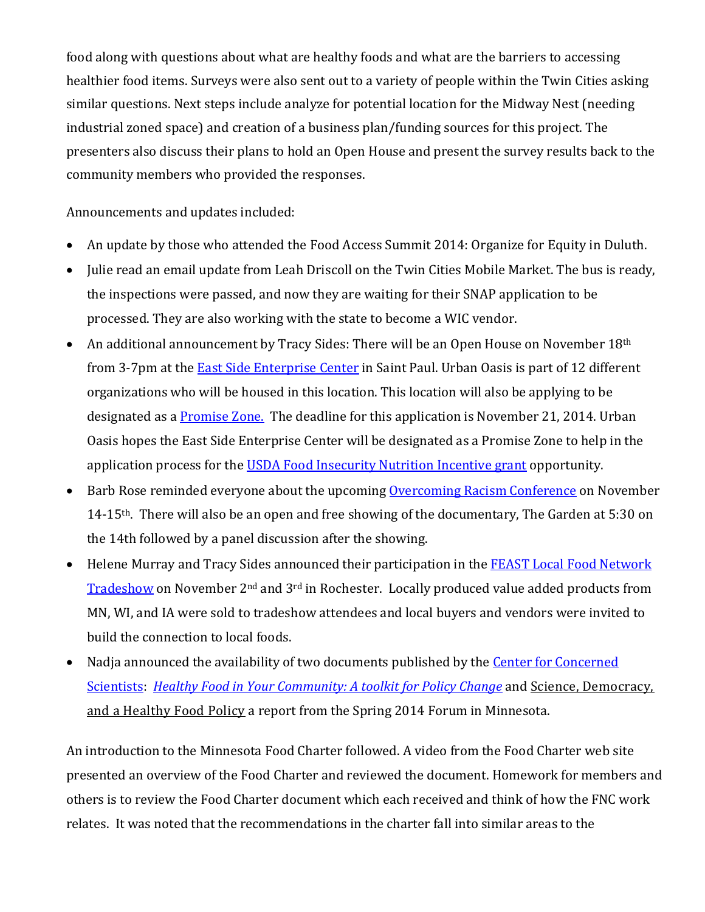food along with questions about what are healthy foods and what are the barriers to accessing healthier food items. Surveys were also sent out to a variety of people within the Twin Cities asking similar questions. Next steps include analyze for potential location for the Midway Nest (needing industrial zoned space) and creation of a business plan/funding sources for this project. The presenters also discuss their plans to hold an Open House and present the survey results back to the community members who provided the responses.

Announcements and updates included:

- An update by those who attended the Food Access Summit 2014: Organize for Equity in Duluth.
- Julie read an email update from Leah Driscoll on the Twin Cities Mobile Market. The bus is ready, the inspections were passed, and now they are waiting for their SNAP application to be processed. They are also working with the state to become a WIC vendor.
- An additional announcement by Tracy Sides: There will be an Open House on November 18th from 3-7pm at the East Side Enterprise Center in Saint Paul. Urban Oasis is part of 12 different organizations who will be housed in this location. This location will also be applying to be designated as a Promise Zone. The deadline for this application is November 21, 2014. Urban Oasis hopes the East Side Enterprise Center will be designated as a Promise Zone to help in the application process for the USDA Food Insecurity Nutrition Incentive grant opportunity.
- Barb Rose reminded everyone about the upcoming Overcoming Racism Conference on November 14-15th. There will also be an open and free showing of the documentary, The Garden at 5:30 on the 14th followed by a panel discussion after the showing.
- Helene Murray and Tracy Sides announced their participation in the FEAST Local Food Network Tradeshow on November 2nd and 3rd in Rochester. Locally produced value added products from MN, WI, and IA were sold to tradeshow attendees and local buyers and vendors were invited to build the connection to local foods.
- Nadja announced the availability of two documents published by the Center for Concerned Scientists: *Healthy Food in Your Community: A toolkit for Policy Change* and Science, Democracy, and a Healthy Food Policy a report from the Spring 2014 Forum in Minnesota.

An introduction to the Minnesota Food Charter followed. A video from the Food Charter web site presented an overview of the Food Charter and reviewed the document. Homework for members and others is to review the Food Charter document which each received and think of how the FNC work relates. It was noted that the recommendations in the charter fall into similar areas to the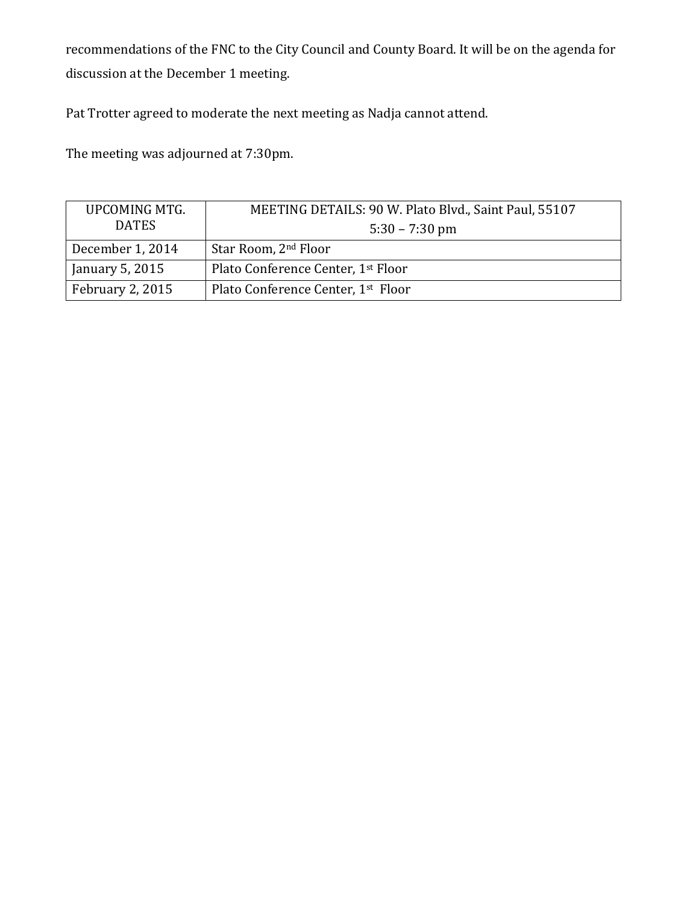recommendations of the FNC to the City Council and County Board. It will be on the agenda for discussion at the December 1 meeting.

Pat Trotter agreed to moderate the next meeting as Nadja cannot attend.

The meeting was adjourned at 7:30pm.

| UPCOMING MTG. DATES | MEETING DETAILS: 90 W. Plato Blvd., Saint Paul, 55107 5:30 – 7:30 pm |
|---|---|
| December 1, 2014 | Star Room, 2nd Floor |
| January 5, 2015 | Plato Conference Center, 1st Floor |
| February 2, 2015 | Plato Conference Center, 1st Floor |